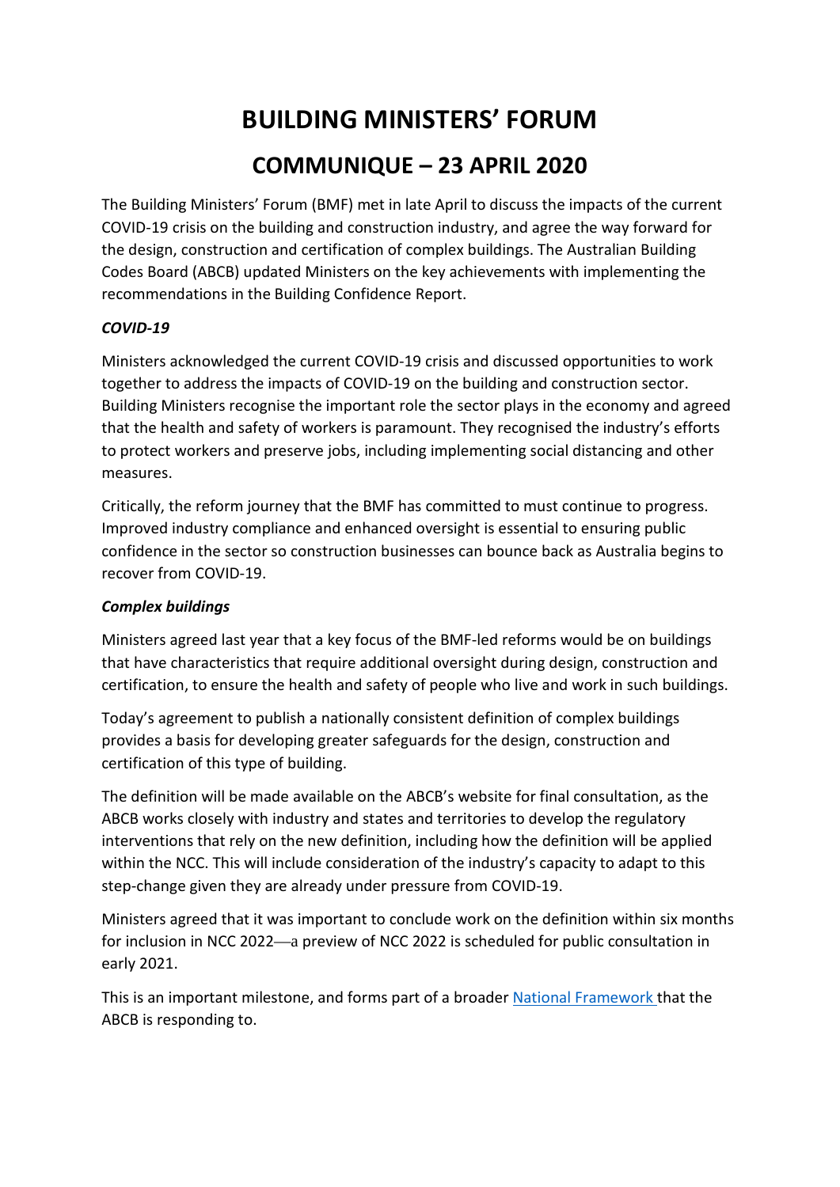# BUILDING MINISTERS' FORUM

## COMMUNIQUE – 23 APRIL 2020

The Building Ministers' Forum (BMF) met in late April to discuss the impacts of the current COVID-19 crisis on the building and construction industry, and agree the way forward for the design, construction and certification of complex buildings. The Australian Building Codes Board (ABCB) updated Ministers on the key achievements with implementing the recommendations in the Building Confidence Report.

### *COVID-19*

Ministers acknowledged the current COVID-19 crisis and discussed opportunities to work together to address the impacts of COVID-19 on the building and construction sector. Building Ministers recognise the important role the sector plays in the economy and agreed that the health and safety of workers is paramount. They recognised the industry's efforts to protect workers and preserve jobs, including implementing social distancing and other measures.

Critically, the reform journey that the BMF has committed to must continue to progress. Improved industry compliance and enhanced oversight is essential to ensuring public confidence in the sector so construction businesses can bounce back as Australia begins to recover from COVID-19.

### *Complex buildings*

Ministers agreed last year that a key focus of the BMF-led reforms would be on buildings that have characteristics that require additional oversight during design, construction and certification, to ensure the health and safety of people who live and work in such buildings.

Today's agreement to publish a nationally consistent definition of complex buildings provides a basis for developing greater safeguards for the design, construction and certification of this type of building.

The definition will be made available on the ABCB's website for final consultation, as the ABCB works closely with industry and states and territories to develop the regulatory interventions that rely on the new definition, including how the definition will be applied within the NCC. This will include consideration of the industry's capacity to adapt to this step-change given they are already under pressure from COVID-19.

Ministers agreed that it was important to conclude work on the definition within six months for inclusion in NCC 2022—a preview of NCC 2022 is scheduled for public consultation in early 2021.

This is an important milestone, and forms part of a broader National Framework that the ABCB is responding to.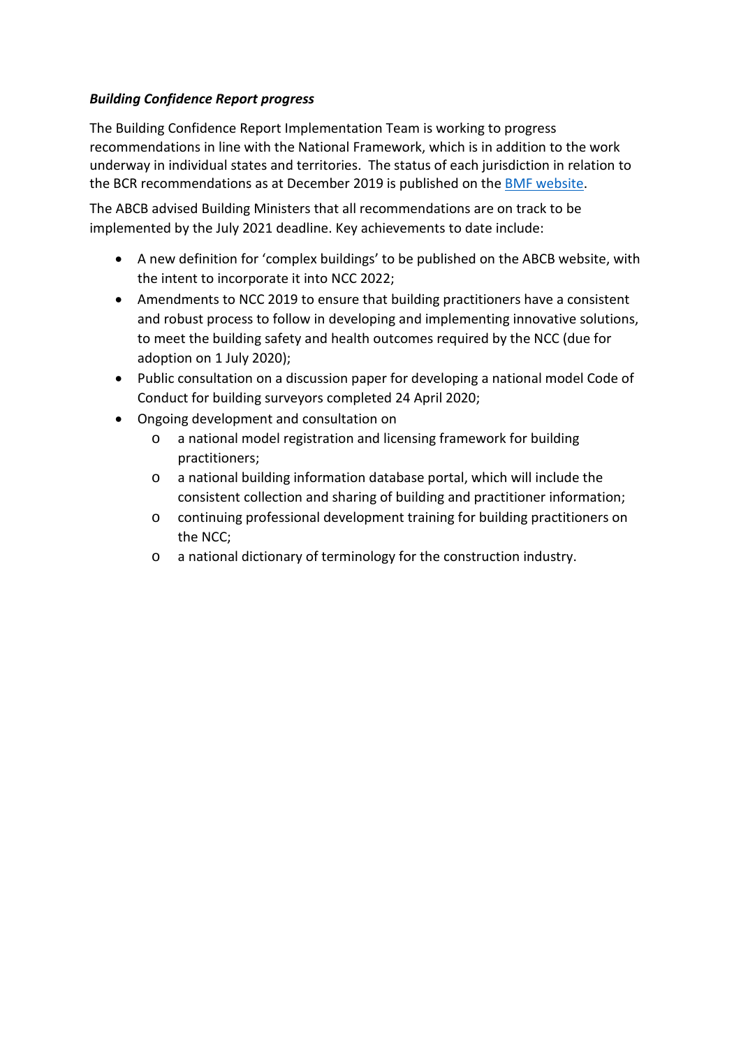***Building Confidence Report progress***

The Building Confidence Report Implementation Team is working to progress recommendations in line with the National Framework, which is in addition to the work underway in individual states and territories. The status of each jurisdiction in relation to the BCR recommendations as at December 2019 is published on the BMF website.

The ABCB advised Building Ministers that all recommendations are on track to be implemented by the July 2021 deadline. Key achievements to date include:

- A new definition for 'complex buildings' to be published on the ABCB website, with the intent to incorporate it into NCC 2022;
- Amendments to NCC 2019 to ensure that building practitioners have a consistent and robust process to follow in developing and implementing innovative solutions, to meet the building safety and health outcomes required by the NCC (due for adoption on 1 July 2020);
- Public consultation on a discussion paper for developing a national model Code of Conduct for building surveyors completed 24 April 2020;
- Ongoing development and consultation on
  - a national model registration and licensing framework for building practitioners;
  - a national building information database portal, which will include the consistent collection and sharing of building and practitioner information;
  - continuing professional development training for building practitioners on the NCC;
  - a national dictionary of terminology for the construction industry.